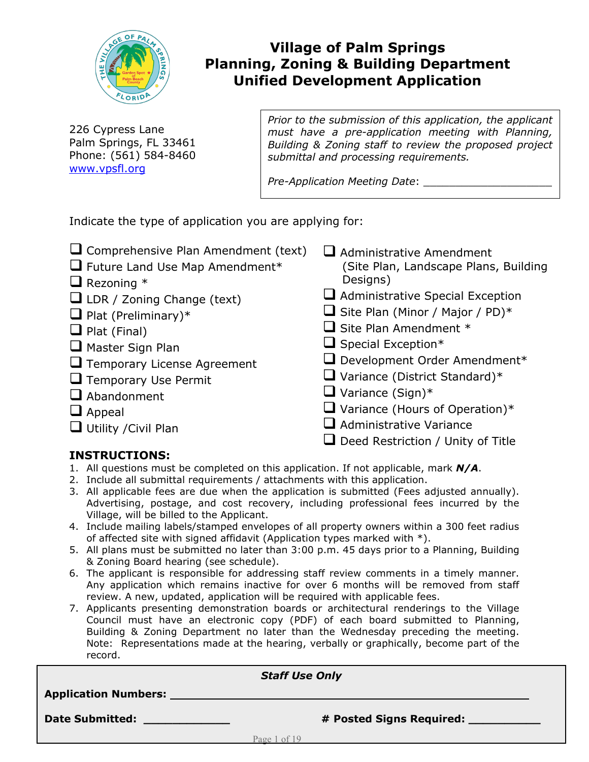# Village of Palm Springs
## Planning, Zoning & Building Department
## Unified Development Application

226 Cypress Lane
Palm Springs, FL 33461
Phone: (561) 584-8460
www.vpsfl.org

*Prior to the submission of this application, the applicant must have a pre-application meeting with Planning, Building & Zoning staff to review the proposed project submittal and processing requirements.*

*Pre-Application Meeting Date*: ____________________

Indicate the type of application you are applying for:

- ❑ Comprehensive Plan Amendment (text)
- ❑ Future Land Use Map Amendment*
- ❑ Rezoning *
- ❑ LDR / Zoning Change (text)
- ❑ Plat (Preliminary)*
- ❑ Plat (Final)
- ❑ Master Sign Plan
- ❑ Temporary License Agreement
- ❑ Temporary Use Permit
- ❑ Abandonment
- ❑ Appeal
- ❑ Utility /Civil Plan
- ❑ Administrative Amendment (Site Plan, Landscape Plans, Building Designs)
- ❑ Administrative Special Exception
- ❑ Site Plan (Minor / Major / PD)*
- ❑ Site Plan Amendment *
- ❑ Special Exception*
- ❑ Development Order Amendment*
- ❑ Variance (District Standard)*
- ❑ Variance (Sign)*
- ❑ Variance (Hours of Operation)*
- ❑ Administrative Variance
- ❑ Deed Restriction / Unity of Title

**INSTRUCTIONS:**

1. All questions must be completed on this application. If not applicable, mark ***N/A***.
2. Include all submittal requirements / attachments with this application.
3. All applicable fees are due when the application is submitted (Fees adjusted annually). Advertising, postage, and cost recovery, including professional fees incurred by the Village, will be billed to the Applicant.
4. Include mailing labels/stamped envelopes of all property owners within a 300 feet radius of affected site with signed affidavit (Application types marked with *).
5. All plans must be submitted no later than 3:00 p.m. 45 days prior to a Planning, Building & Zoning Board hearing (see schedule).
6. The applicant is responsible for addressing staff review comments in a timely manner. Any application which remains inactive for over 6 months will be removed from staff review. A new, updated, application will be required with applicable fees.
7. Applicants presenting demonstration boards or architectural renderings to the Village Council must have an electronic copy (PDF) of each board submitted to Planning, Building & Zoning Department no later than the Wednesday preceding the meeting. Note: Representations made at the hearing, verbally or graphically, become part of the record.

***Staff Use Only***

**Application Numbers:** ____________________________________________

**Date Submitted:** _____________ **# Posted Signs Required:** ___________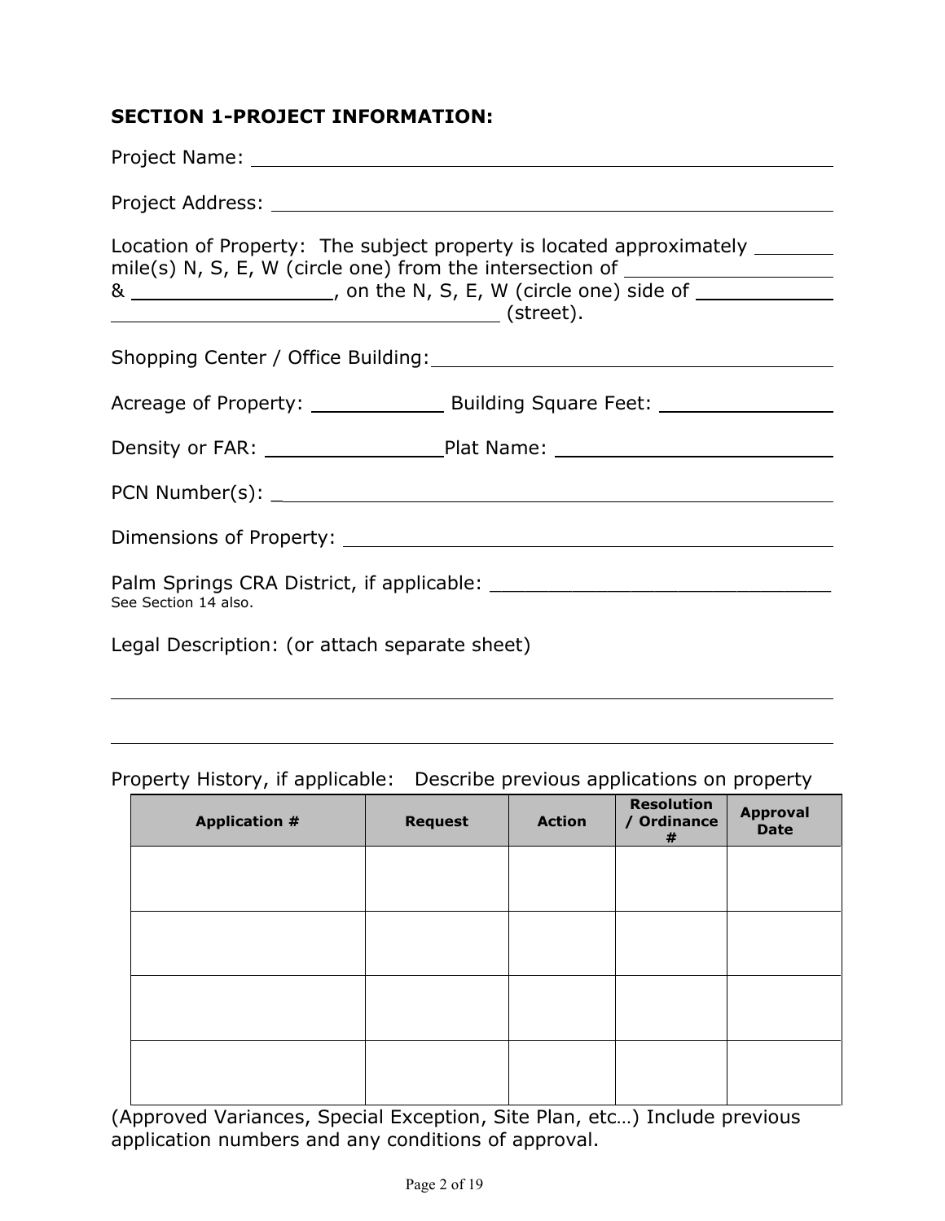**SECTION 1-PROJECT INFORMATION:**

Project Name: ______________________________________________

Project Address: ______________________________________________

Location of Property: The subject property is located approximately ________ mile(s) N, S, E, W (circle one) from the intersection of ____________________ & __________________, on the N, S, E, W (circle one) side of ____________ ____________________________________ (street).

Shopping Center / Office Building: ____________________________________

Acreage of Property: ____________ Building Square Feet: _______________

Density or FAR: _______________ Plat Name: _________________________

PCN Number(s): _______________________________________________

Dimensions of Property: ____________________________________________

Palm Springs CRA District, if applicable: ______________________________
See Section 14 also.

Legal Description: (or attach separate sheet)

______________________________________________________________

______________________________________________________________

Property History, if applicable: Describe previous applications on property

| Application # | Request | Action | Resolution / Ordinance # | Approval Date |
|---|---|---|---|---|
| | | | | |
| | | | | |
| | | | | |
| | | | | |

(Approved Variances, Special Exception, Site Plan, etc…) Include previous application numbers and any conditions of approval.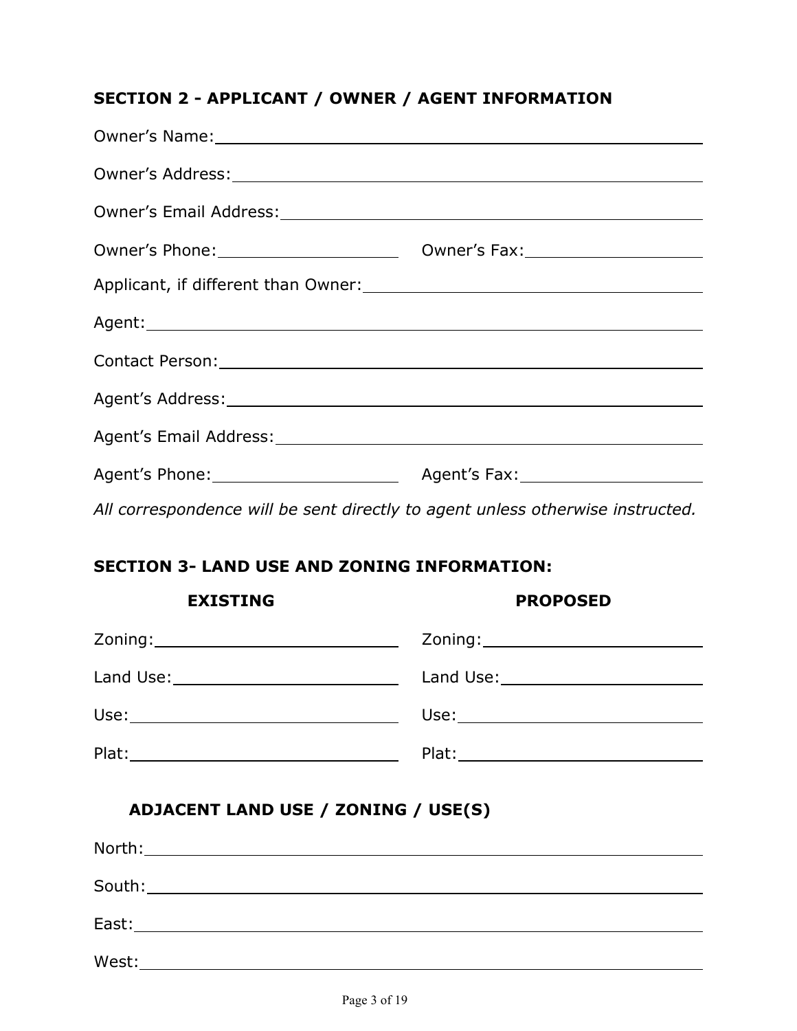## SECTION 2 - APPLICANT / OWNER / AGENT INFORMATION

Owner's Name: ____________________________________________

Owner's Address: ____________________________________________

Owner's Email Address: ____________________________________________

Owner's Phone: ____________________ Owner's Fax: ____________________

Applicant, if different than Owner: ____________________________________________

Agent: ____________________________________________

Contact Person: ____________________________________________

Agent's Address: ____________________________________________

Agent's Email Address: ____________________________________________

Agent's Phone: ____________________ Agent's Fax: ____________________

*All correspondence will be sent directly to agent unless otherwise instructed.*

## SECTION 3- LAND USE AND ZONING INFORMATION:

| EXISTING | PROPOSED |
|---|---|
| Zoning: ____________________ | Zoning: ____________________ |
| Land Use: ____________________ | Land Use: ____________________ |
| Use: ____________________ | Use: ____________________ |
| Plat: ____________________ | Plat: ____________________ |

### ADJACENT LAND USE / ZONING / USE(S)

North: ____________________________________________

South: ____________________________________________

East: ____________________________________________

West: ____________________________________________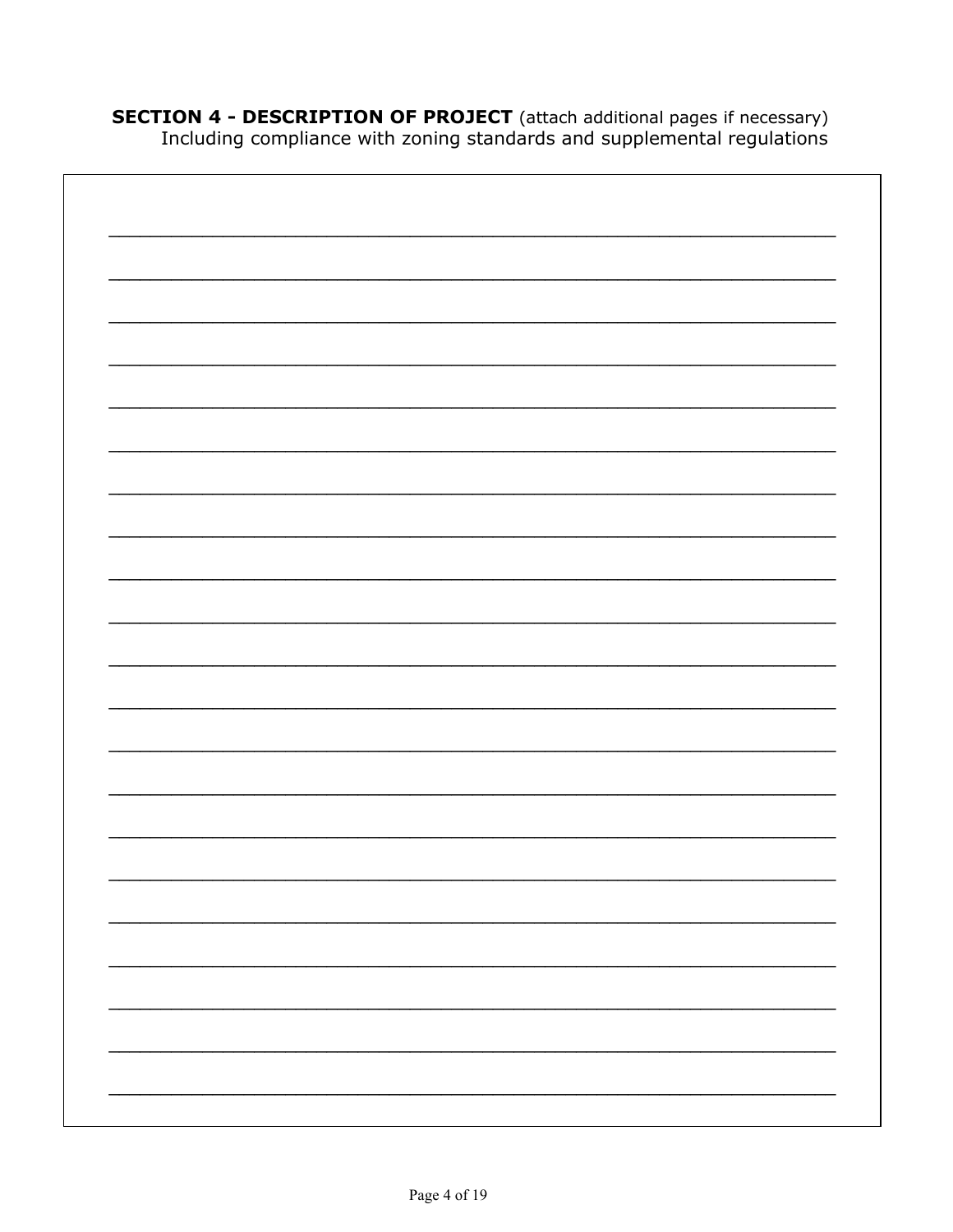**SECTION 4 - DESCRIPTION OF PROJECT** (attach additional pages if necessary)
Including compliance with zoning standards and supplemental regulations

______________________________________________________________________

______________________________________________________________________

______________________________________________________________________

______________________________________________________________________

______________________________________________________________________

______________________________________________________________________

______________________________________________________________________

______________________________________________________________________

______________________________________________________________________

______________________________________________________________________

______________________________________________________________________

______________________________________________________________________

______________________________________________________________________

______________________________________________________________________

______________________________________________________________________

______________________________________________________________________

______________________________________________________________________

______________________________________________________________________

______________________________________________________________________

______________________________________________________________________

______________________________________________________________________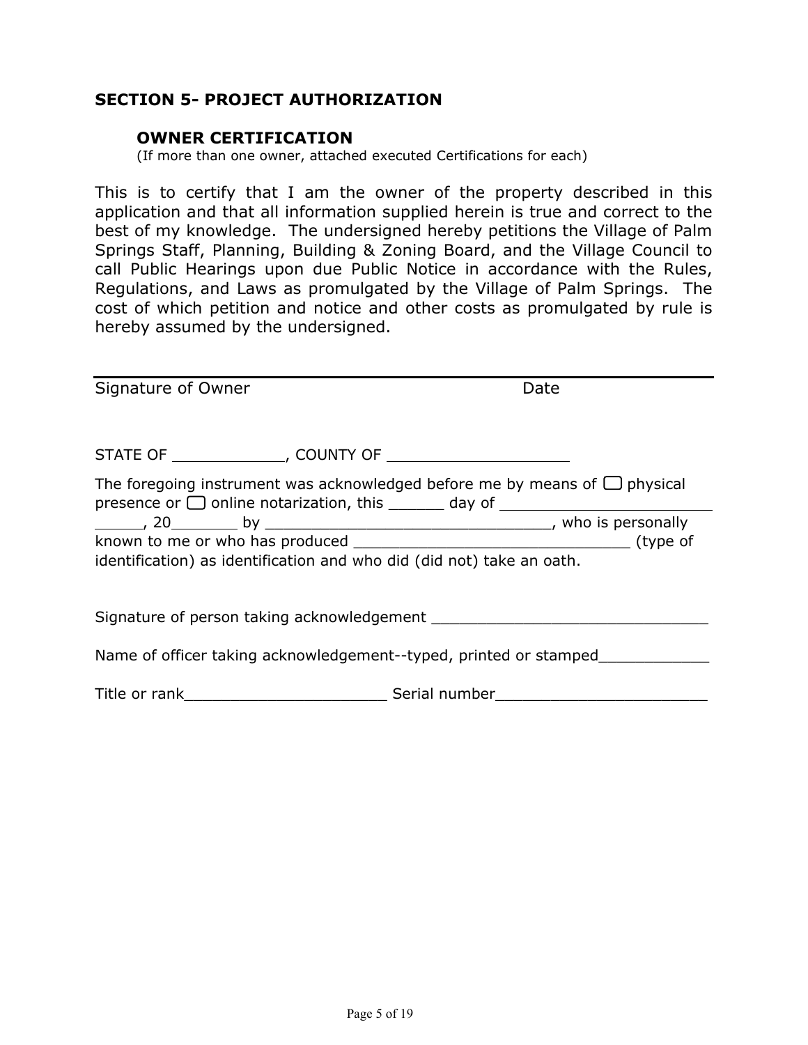## SECTION 5- PROJECT AUTHORIZATION

### OWNER CERTIFICATION

(If more than one owner, attached executed Certifications for each)

This is to certify that I am the owner of the property described in this application and that all information supplied herein is true and correct to the best of my knowledge. The undersigned hereby petitions the Village of Palm Springs Staff, Planning, Building & Zoning Board, and the Village Council to call Public Hearings upon due Public Notice in accordance with the Rules, Regulations, and Laws as promulgated by the Village of Palm Springs. The cost of which petition and notice and other costs as promulgated by rule is hereby assumed by the undersigned.

\_\_\_\_\_\_\_\_\_\_\_\_\_\_\_\_\_\_\_\_\_\_\_\_\_\_\_\_\_\_\_\_\_\_\_\_\_\_\_\_\_\_\_\_\_\_\_\_\_\_\_\_\_\_\_\_\_\_\_\_

Signature of Owner                                        Date

STATE OF \_\_\_\_\_\_\_\_\_\_\_\_, COUNTY OF \_\_\_\_\_\_\_\_\_\_\_\_\_\_\_\_\_\_\_\_

The foregoing instrument was acknowledged before me by means of ☐ physical presence or ☐ online notarization, this \_\_\_\_\_\_ day of \_\_\_\_\_\_\_\_\_\_\_\_\_\_\_\_\_\_\_\_\_\_\_\_ \_\_\_\_\_\_, 20\_\_\_\_\_\_\_\_ by \_\_\_\_\_\_\_\_\_\_\_\_\_\_\_\_\_\_\_\_\_\_\_\_\_\_\_\_\_\_\_\_, who is personally known to me or who has produced \_\_\_\_\_\_\_\_\_\_\_\_\_\_\_\_\_\_\_\_\_\_\_\_\_\_\_\_\_\_ (type of identification) as identification and who did (did not) take an oath.

Signature of person taking acknowledgement \_\_\_\_\_\_\_\_\_\_\_\_\_\_\_\_\_\_\_\_\_\_\_\_\_\_\_\_\_\_

Name of officer taking acknowledgement--typed, printed or stamped\_\_\_\_\_\_\_\_\_\_\_\_

Title or rank\_\_\_\_\_\_\_\_\_\_\_\_\_\_\_\_\_\_\_\_\_\_ Serial number\_\_\_\_\_\_\_\_\_\_\_\_\_\_\_\_\_\_\_\_\_\_\_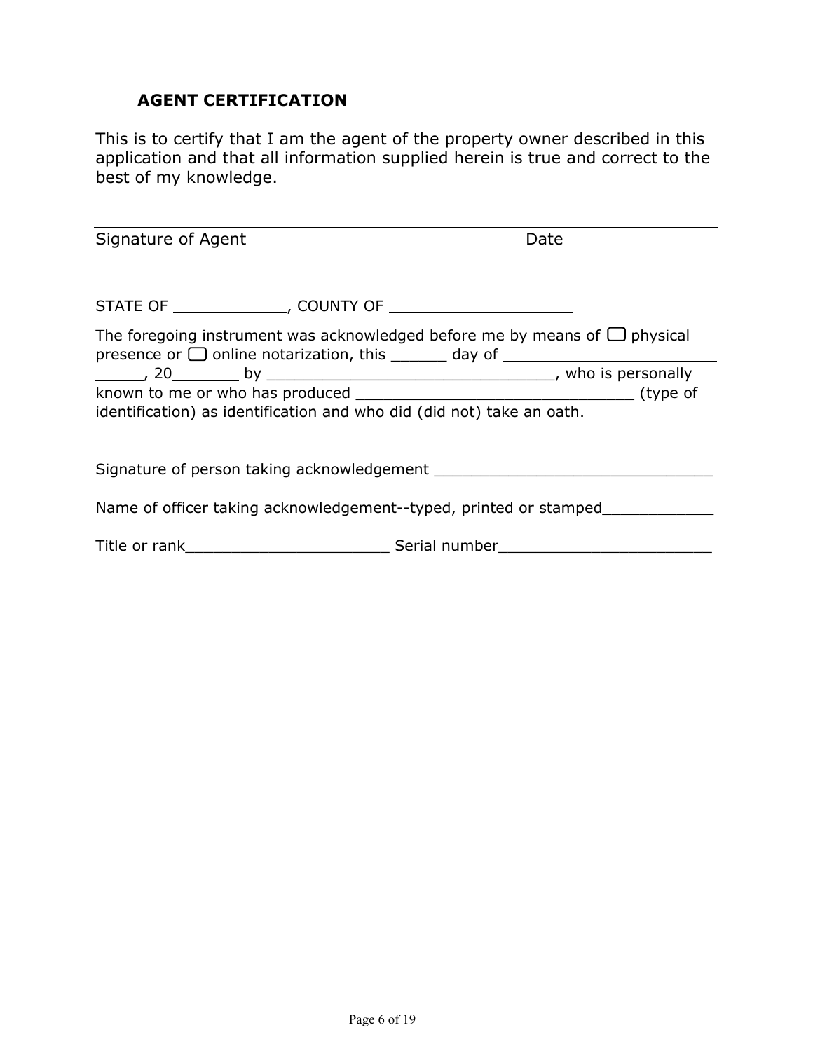## AGENT CERTIFICATION

This is to certify that I am the agent of the property owner described in this application and that all information supplied herein is true and correct to the best of my knowledge.

Signature of Agent                                        Date

STATE OF ____________, COUNTY OF ____________________

The foregoing instrument was acknowledged before me by means of ☐ physical presence or ☐ online notarization, this ______ day of ______________________ _____, 20_______ by _______________________________, who is personally known to me or who has produced ______________________________ (type of identification) as identification and who did (did not) take an oath.

Signature of person taking acknowledgement ______________________________

Name of officer taking acknowledgement--typed, printed or stamped____________

Title or rank______________________ Serial number_______________________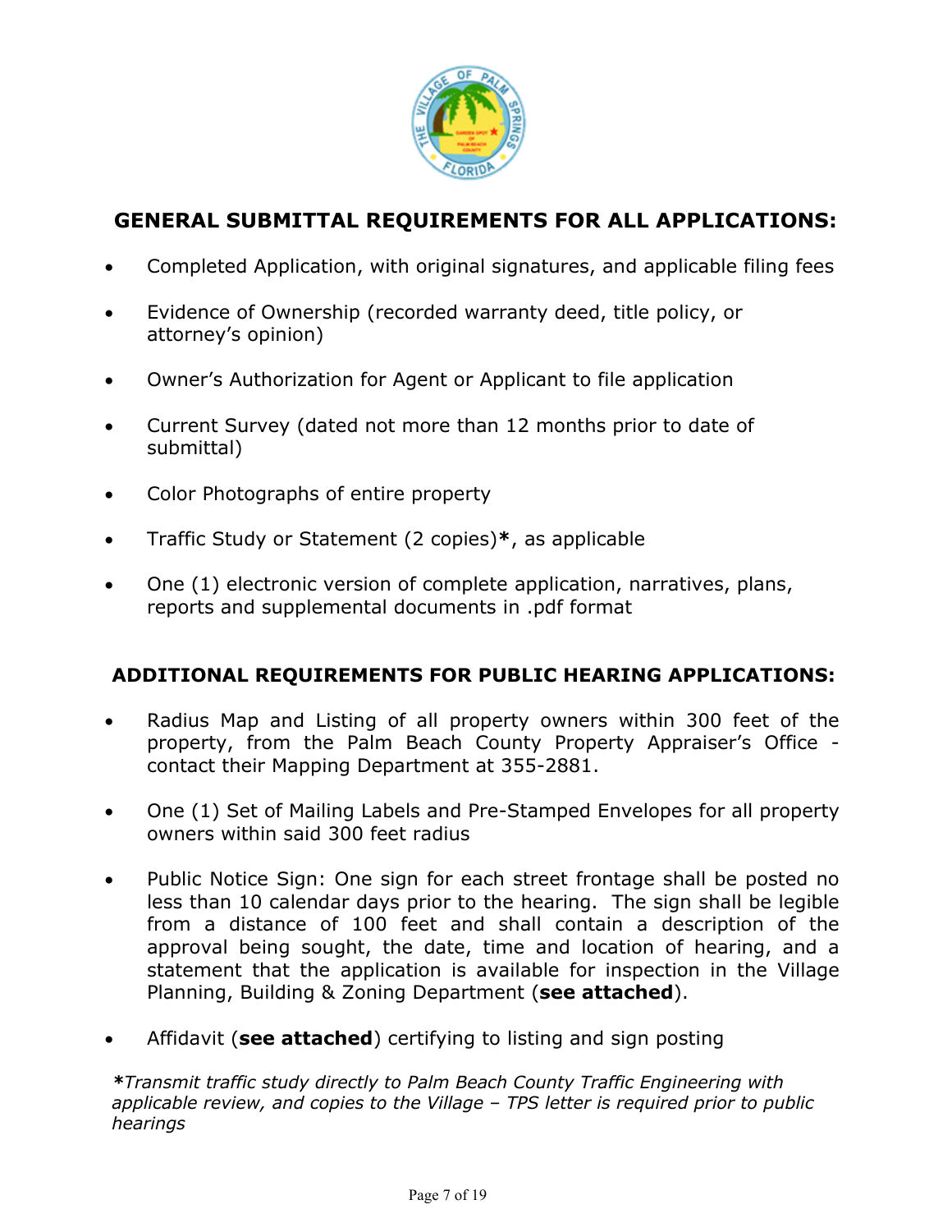## GENERAL SUBMITTAL REQUIREMENTS FOR ALL APPLICATIONS:

- Completed Application, with original signatures, and applicable filing fees
- Evidence of Ownership (recorded warranty deed, title policy, or attorney's opinion)
- Owner's Authorization for Agent or Applicant to file application
- Current Survey (dated not more than 12 months prior to date of submittal)
- Color Photographs of entire property
- Traffic Study or Statement (2 copies)**\***, as applicable
- One (1) electronic version of complete application, narratives, plans, reports and supplemental documents in .pdf format

## ADDITIONAL REQUIREMENTS FOR PUBLIC HEARING APPLICATIONS:

- Radius Map and Listing of all property owners within 300 feet of the property, from the Palm Beach County Property Appraiser's Office - contact their Mapping Department at 355-2881.
- One (1) Set of Mailing Labels and Pre-Stamped Envelopes for all property owners within said 300 feet radius
- Public Notice Sign: One sign for each street frontage shall be posted no less than 10 calendar days prior to the hearing. The sign shall be legible from a distance of 100 feet and shall contain a description of the approval being sought, the date, time and location of hearing, and a statement that the application is available for inspection in the Village Planning, Building & Zoning Department (**see attached**).
- Affidavit (**see attached**) certifying to listing and sign posting

***\****Transmit traffic study directly to Palm Beach County Traffic Engineering with applicable review, and copies to the Village – TPS letter is required prior to public hearings*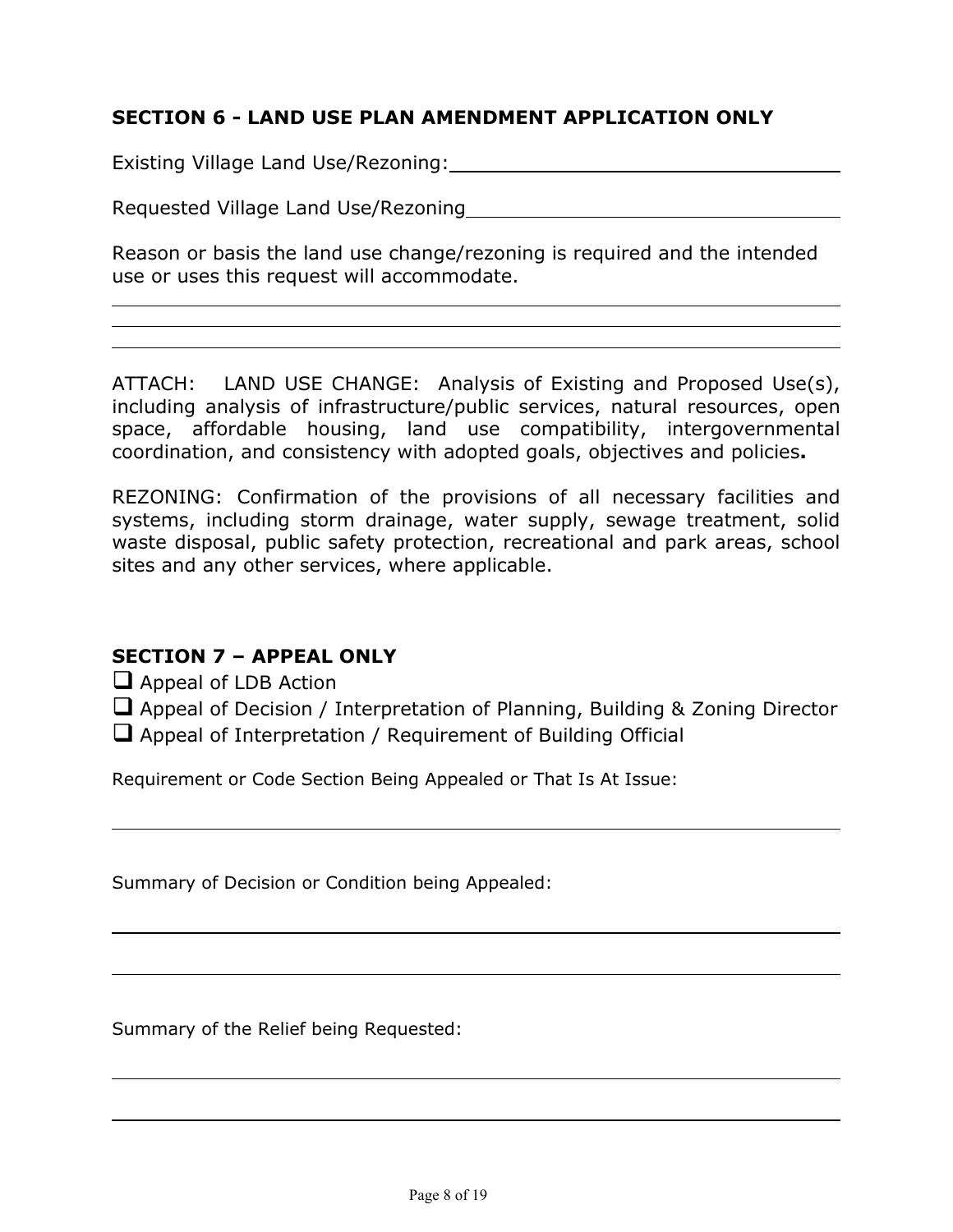## SECTION 6 - LAND USE PLAN AMENDMENT APPLICATION ONLY

Existing Village Land Use/Rezoning: \_\_\_\_\_\_\_\_\_\_\_\_\_\_\_\_\_\_\_\_\_\_\_\_\_\_\_\_\_\_\_\_\_\_

Requested Village Land Use/Rezoning \_\_\_\_\_\_\_\_\_\_\_\_\_\_\_\_\_\_\_\_\_\_\_\_\_\_\_\_\_\_\_\_\_\_

Reason or basis the land use change/rezoning is required and the intended use or uses this request will accommodate.

\_\_\_\_\_\_\_\_\_\_\_\_\_\_\_\_\_\_\_\_\_\_\_\_\_\_\_\_\_\_\_\_\_\_\_\_\_\_\_\_\_\_\_\_\_\_\_\_\_\_\_\_\_\_\_\_\_\_\_\_\_\_\_\_\_\_

\_\_\_\_\_\_\_\_\_\_\_\_\_\_\_\_\_\_\_\_\_\_\_\_\_\_\_\_\_\_\_\_\_\_\_\_\_\_\_\_\_\_\_\_\_\_\_\_\_\_\_\_\_\_\_\_\_\_\_\_\_\_\_\_\_\_

\_\_\_\_\_\_\_\_\_\_\_\_\_\_\_\_\_\_\_\_\_\_\_\_\_\_\_\_\_\_\_\_\_\_\_\_\_\_\_\_\_\_\_\_\_\_\_\_\_\_\_\_\_\_\_\_\_\_\_\_\_\_\_\_\_\_

ATTACH: LAND USE CHANGE: Analysis of Existing and Proposed Use(s), including analysis of infrastructure/public services, natural resources, open space, affordable housing, land use compatibility, intergovernmental coordination, and consistency with adopted goals, objectives and policies**.**

REZONING: Confirmation of the provisions of all necessary facilities and systems, including storm drainage, water supply, sewage treatment, solid waste disposal, public safety protection, recreational and park areas, school sites and any other services, where applicable.

## SECTION 7 – APPEAL ONLY

- ☐ Appeal of LDB Action
- ☐ Appeal of Decision / Interpretation of Planning, Building & Zoning Director
- ☐ Appeal of Interpretation / Requirement of Building Official

Requirement or Code Section Being Appealed or That Is At Issue:

\_\_\_\_\_\_\_\_\_\_\_\_\_\_\_\_\_\_\_\_\_\_\_\_\_\_\_\_\_\_\_\_\_\_\_\_\_\_\_\_\_\_\_\_\_\_\_\_\_\_\_\_\_\_\_\_\_\_\_\_\_\_\_\_\_\_

Summary of Decision or Condition being Appealed:

\_\_\_\_\_\_\_\_\_\_\_\_\_\_\_\_\_\_\_\_\_\_\_\_\_\_\_\_\_\_\_\_\_\_\_\_\_\_\_\_\_\_\_\_\_\_\_\_\_\_\_\_\_\_\_\_\_\_\_\_\_\_\_\_\_\_

\_\_\_\_\_\_\_\_\_\_\_\_\_\_\_\_\_\_\_\_\_\_\_\_\_\_\_\_\_\_\_\_\_\_\_\_\_\_\_\_\_\_\_\_\_\_\_\_\_\_\_\_\_\_\_\_\_\_\_\_\_\_\_\_\_\_

Summary of the Relief being Requested:

\_\_\_\_\_\_\_\_\_\_\_\_\_\_\_\_\_\_\_\_\_\_\_\_\_\_\_\_\_\_\_\_\_\_\_\_\_\_\_\_\_\_\_\_\_\_\_\_\_\_\_\_\_\_\_\_\_\_\_\_\_\_\_\_\_\_

\_\_\_\_\_\_\_\_\_\_\_\_\_\_\_\_\_\_\_\_\_\_\_\_\_\_\_\_\_\_\_\_\_\_\_\_\_\_\_\_\_\_\_\_\_\_\_\_\_\_\_\_\_\_\_\_\_\_\_\_\_\_\_\_\_\_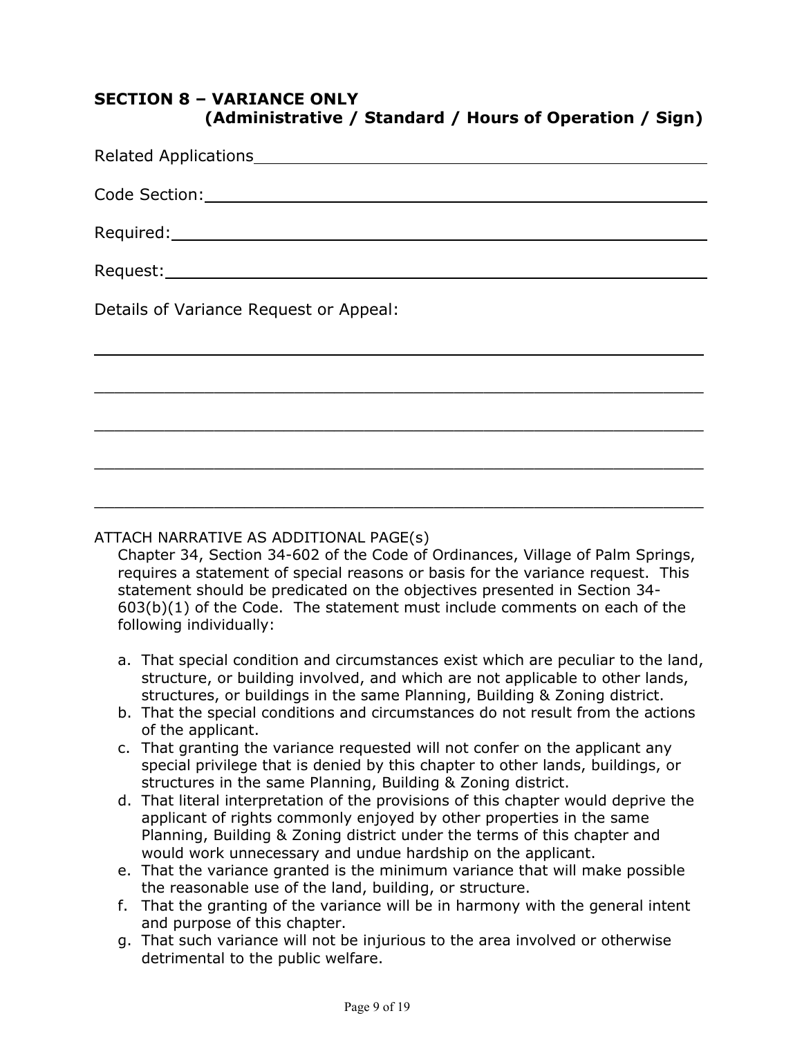## SECTION 8 – VARIANCE ONLY
### (Administrative / Standard / Hours of Operation / Sign)

Related Applications\_\_\_\_\_\_\_\_\_\_\_\_\_\_\_\_\_\_\_\_\_\_\_\_\_\_\_\_\_\_\_\_\_\_\_\_\_\_\_\_\_\_\_\_\_\_\_\_

Code Section:\_\_\_\_\_\_\_\_\_\_\_\_\_\_\_\_\_\_\_\_\_\_\_\_\_\_\_\_\_\_\_\_\_\_\_\_\_\_\_\_\_\_\_\_\_\_\_\_\_\_\_\_\_\_

Required:\_\_\_\_\_\_\_\_\_\_\_\_\_\_\_\_\_\_\_\_\_\_\_\_\_\_\_\_\_\_\_\_\_\_\_\_\_\_\_\_\_\_\_\_\_\_\_\_\_\_\_\_\_\_\_\_\_\_

Request:\_\_\_\_\_\_\_\_\_\_\_\_\_\_\_\_\_\_\_\_\_\_\_\_\_\_\_\_\_\_\_\_\_\_\_\_\_\_\_\_\_\_\_\_\_\_\_\_\_\_\_\_\_\_\_\_\_\_\_

Details of Variance Request or Appeal:

\_\_\_\_\_\_\_\_\_\_\_\_\_\_\_\_\_\_\_\_\_\_\_\_\_\_\_\_\_\_\_\_\_\_\_\_\_\_\_\_\_\_\_\_\_\_\_\_\_\_\_\_\_\_\_\_\_\_\_\_\_\_\_\_\_\_\_\_

\_\_\_\_\_\_\_\_\_\_\_\_\_\_\_\_\_\_\_\_\_\_\_\_\_\_\_\_\_\_\_\_\_\_\_\_\_\_\_\_\_\_\_\_\_\_\_\_\_\_\_\_\_\_\_\_\_\_\_\_\_\_\_\_\_\_\_\_

\_\_\_\_\_\_\_\_\_\_\_\_\_\_\_\_\_\_\_\_\_\_\_\_\_\_\_\_\_\_\_\_\_\_\_\_\_\_\_\_\_\_\_\_\_\_\_\_\_\_\_\_\_\_\_\_\_\_\_\_\_\_\_\_\_\_\_\_

\_\_\_\_\_\_\_\_\_\_\_\_\_\_\_\_\_\_\_\_\_\_\_\_\_\_\_\_\_\_\_\_\_\_\_\_\_\_\_\_\_\_\_\_\_\_\_\_\_\_\_\_\_\_\_\_\_\_\_\_\_\_\_\_\_\_\_\_

\_\_\_\_\_\_\_\_\_\_\_\_\_\_\_\_\_\_\_\_\_\_\_\_\_\_\_\_\_\_\_\_\_\_\_\_\_\_\_\_\_\_\_\_\_\_\_\_\_\_\_\_\_\_\_\_\_\_\_\_\_\_\_\_\_\_\_\_

ATTACH NARRATIVE AS ADDITIONAL PAGE(s)

Chapter 34, Section 34-602 of the Code of Ordinances, Village of Palm Springs, requires a statement of special reasons or basis for the variance request. This statement should be predicated on the objectives presented in Section 34-603(b)(1) of the Code. The statement must include comments on each of the following individually:

a. That special condition and circumstances exist which are peculiar to the land, structure, or building involved, and which are not applicable to other lands, structures, or buildings in the same Planning, Building & Zoning district.
b. That the special conditions and circumstances do not result from the actions of the applicant.
c. That granting the variance requested will not confer on the applicant any special privilege that is denied by this chapter to other lands, buildings, or structures in the same Planning, Building & Zoning district.
d. That literal interpretation of the provisions of this chapter would deprive the applicant of rights commonly enjoyed by other properties in the same Planning, Building & Zoning district under the terms of this chapter and would work unnecessary and undue hardship on the applicant.
e. That the variance granted is the minimum variance that will make possible the reasonable use of the land, building, or structure.
f. That the granting of the variance will be in harmony with the general intent and purpose of this chapter.
g. That such variance will not be injurious to the area involved or otherwise detrimental to the public welfare.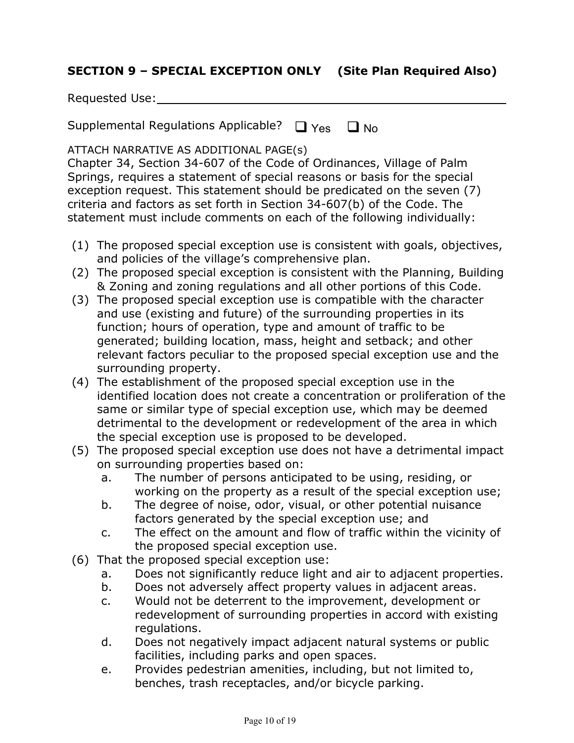## SECTION 9 – SPECIAL EXCEPTION ONLY (Site Plan Required Also)

Requested Use: ____________________________________________

Supplemental Regulations Applicable? ☐ Yes ☐ No

ATTACH NARRATIVE AS ADDITIONAL PAGE(s)

Chapter 34, Section 34-607 of the Code of Ordinances, Village of Palm Springs, requires a statement of special reasons or basis for the special exception request. This statement should be predicated on the seven (7) criteria and factors as set forth in Section 34-607(b) of the Code. The statement must include comments on each of the following individually:

(1) The proposed special exception use is consistent with goals, objectives, and policies of the village's comprehensive plan.

(2) The proposed special exception is consistent with the Planning, Building & Zoning and zoning regulations and all other portions of this Code.

(3) The proposed special exception use is compatible with the character and use (existing and future) of the surrounding properties in its function; hours of operation, type and amount of traffic to be generated; building location, mass, height and setback; and other relevant factors peculiar to the proposed special exception use and the surrounding property.

(4) The establishment of the proposed special exception use in the identified location does not create a concentration or proliferation of the same or similar type of special exception use, which may be deemed detrimental to the development or redevelopment of the area in which the special exception use is proposed to be developed.

(5) The proposed special exception use does not have a detrimental impact on surrounding properties based on:
   - a. The number of persons anticipated to be using, residing, or working on the property as a result of the special exception use;
   - b. The degree of noise, odor, visual, or other potential nuisance factors generated by the special exception use; and
   - c. The effect on the amount and flow of traffic within the vicinity of the proposed special exception use.

(6) That the proposed special exception use:
   - a. Does not significantly reduce light and air to adjacent properties.
   - b. Does not adversely affect property values in adjacent areas.
   - c. Would not be deterrent to the improvement, development or redevelopment of surrounding properties in accord with existing regulations.
   - d. Does not negatively impact adjacent natural systems or public facilities, including parks and open spaces.
   - e. Provides pedestrian amenities, including, but not limited to, benches, trash receptacles, and/or bicycle parking.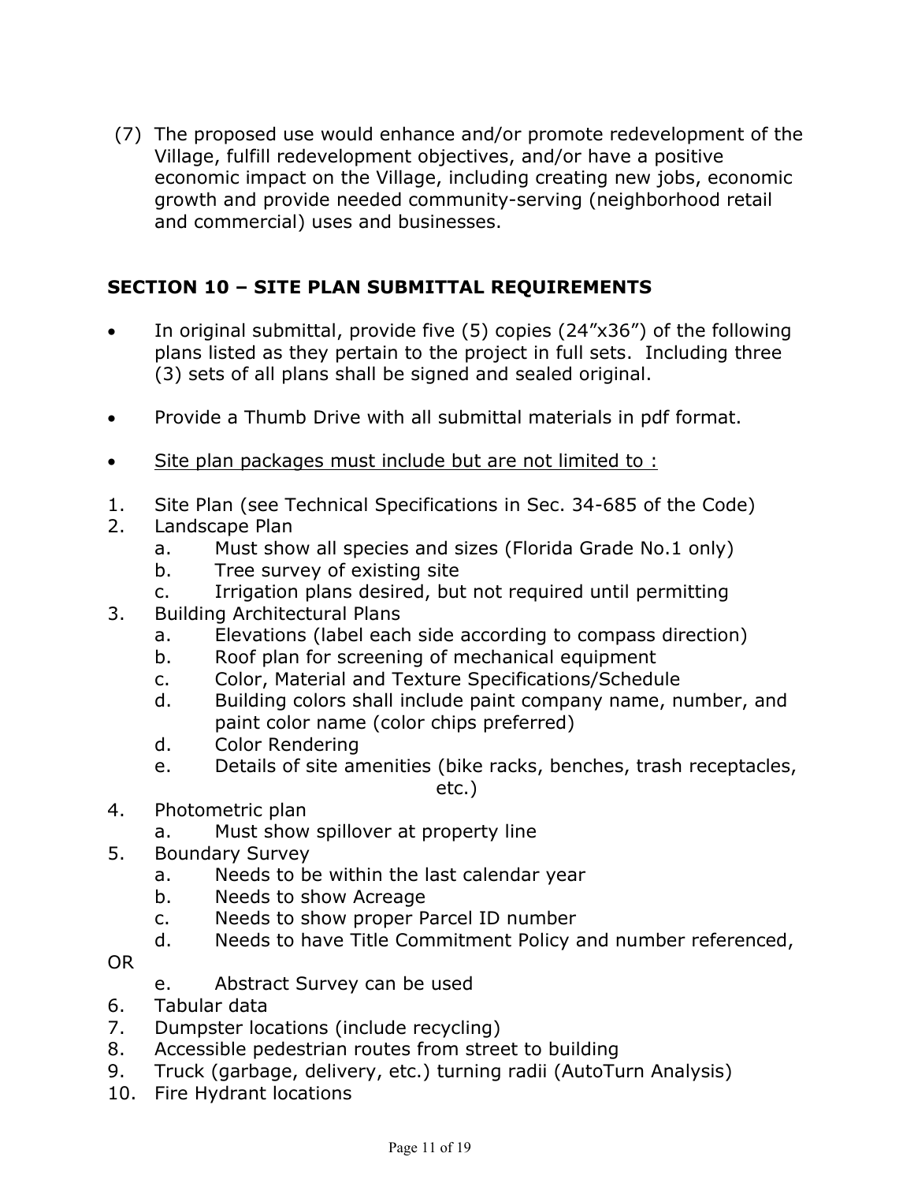(7) The proposed use would enhance and/or promote redevelopment of the Village, fulfill redevelopment objectives, and/or have a positive economic impact on the Village, including creating new jobs, economic growth and provide needed community-serving (neighborhood retail and commercial) uses and businesses.

## SECTION 10 – SITE PLAN SUBMITTAL REQUIREMENTS

- In original submittal, provide five (5) copies (24"x36") of the following plans listed as they pertain to the project in full sets. Including three (3) sets of all plans shall be signed and sealed original.
- Provide a Thumb Drive with all submittal materials in pdf format.
- <u>Site plan packages must include but are not limited to :</u>

1. Site Plan (see Technical Specifications in Sec. 34-685 of the Code)
2. Landscape Plan
   a. Must show all species and sizes (Florida Grade No.1 only)
   b. Tree survey of existing site
   c. Irrigation plans desired, but not required until permitting
3. Building Architectural Plans
   a. Elevations (label each side according to compass direction)
   b. Roof plan for screening of mechanical equipment
   c. Color, Material and Texture Specifications/Schedule
   d. Building colors shall include paint company name, number, and paint color name (color chips preferred)
   d. Color Rendering
   e. Details of site amenities (bike racks, benches, trash receptacles, etc.)
4. Photometric plan
   a. Must show spillover at property line
5. Boundary Survey
   a. Needs to be within the last calendar year
   b. Needs to show Acreage
   c. Needs to show proper Parcel ID number
   d. Needs to have Title Commitment Policy and number referenced,

   OR

   e. Abstract Survey can be used
6. Tabular data
7. Dumpster locations (include recycling)
8. Accessible pedestrian routes from street to building
9. Truck (garbage, delivery, etc.) turning radii (AutoTurn Analysis)
10. Fire Hydrant locations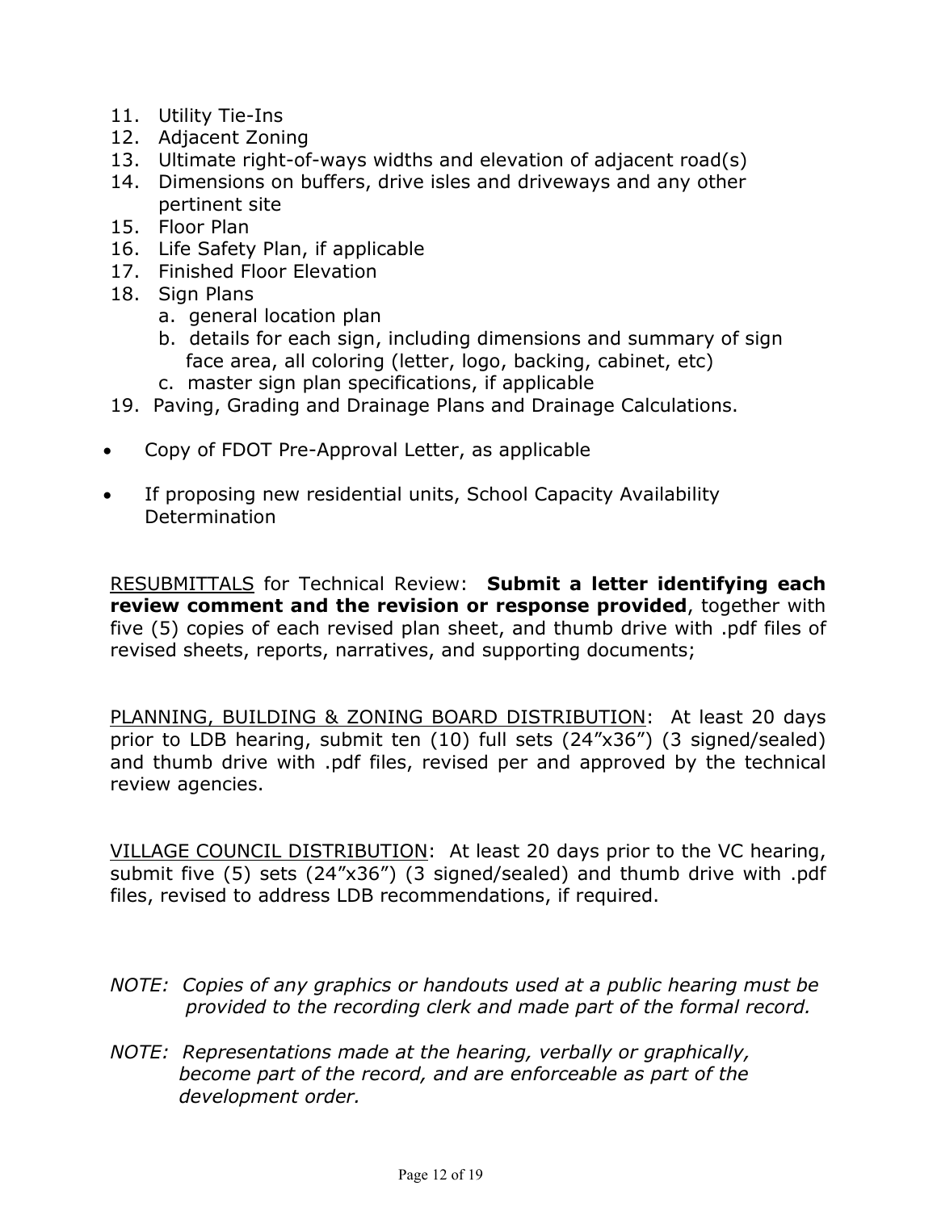11. Utility Tie-Ins
12. Adjacent Zoning
13. Ultimate right-of-ways widths and elevation of adjacent road(s)
14. Dimensions on buffers, drive isles and driveways and any other pertinent site
15. Floor Plan
16. Life Safety Plan, if applicable
17. Finished Floor Elevation
18. Sign Plans
    a. general location plan
    b. details for each sign, including dimensions and summary of sign face area, all coloring (letter, logo, backing, cabinet, etc)
    c. master sign plan specifications, if applicable
19. Paving, Grading and Drainage Plans and Drainage Calculations.

- Copy of FDOT Pre-Approval Letter, as applicable
- If proposing new residential units, School Capacity Availability Determination

<u>RESUBMITTALS</u> for Technical Review: **Submit a letter identifying each review comment and the revision or response provided**, together with five (5) copies of each revised plan sheet, and thumb drive with .pdf files of revised sheets, reports, narratives, and supporting documents;

<u>PLANNING, BUILDING & ZONING BOARD DISTRIBUTION</u>: At least 20 days prior to LDB hearing, submit ten (10) full sets (24"x36") (3 signed/sealed) and thumb drive with .pdf files, revised per and approved by the technical review agencies.

<u>VILLAGE COUNCIL DISTRIBUTION</u>: At least 20 days prior to the VC hearing, submit five (5) sets (24"x36") (3 signed/sealed) and thumb drive with .pdf files, revised to address LDB recommendations, if required.

*NOTE: Copies of any graphics or handouts used at a public hearing must be provided to the recording clerk and made part of the formal record.*

*NOTE: Representations made at the hearing, verbally or graphically, become part of the record, and are enforceable as part of the development order.*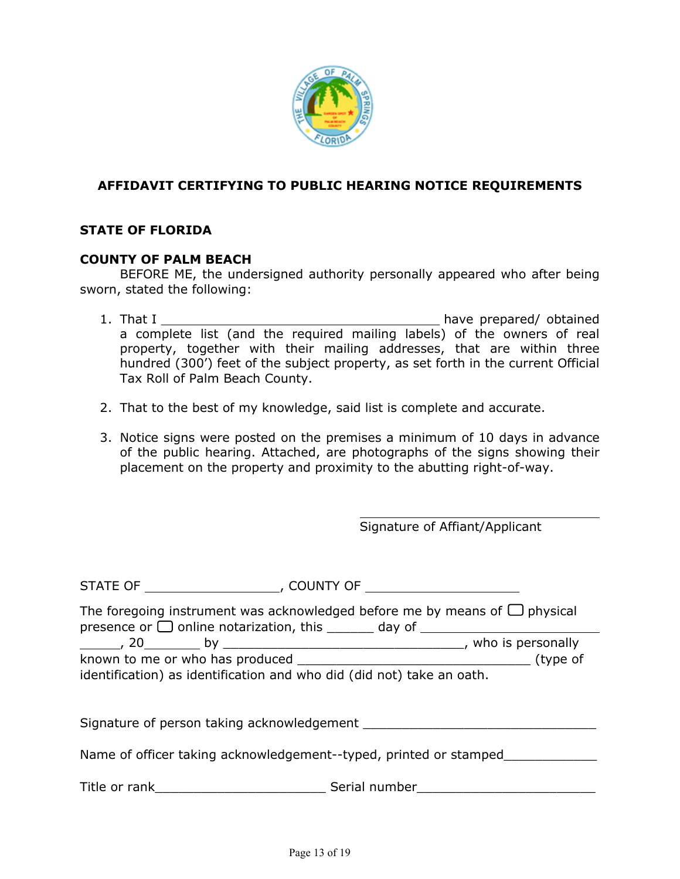# AFFIDAVIT CERTIFYING TO PUBLIC HEARING NOTICE REQUIREMENTS

**STATE OF FLORIDA**

**COUNTY OF PALM BEACH**

BEFORE ME, the undersigned authority personally appeared who after being sworn, stated the following:

1. That I ______________________________________ have prepared/ obtained a complete list (and the required mailing labels) of the owners of real property, together with their mailing addresses, that are within three hundred (300') feet of the subject property, as set forth in the current Official Tax Roll of Palm Beach County.

2. That to the best of my knowledge, said list is complete and accurate.

3. Notice signs were posted on the premises a minimum of 10 days in advance of the public hearing. Attached, are photographs of the signs showing their placement on the property and proximity to the abutting right-of-way.

_________________________________
Signature of Affiant/Applicant

STATE OF __________________, COUNTY OF _____________________

The foregoing instrument was acknowledged before me by means of ☐ physical presence or ☐ online notarization, this ______ day of ________________________ ______, 20_______ by _______________________________, who is personally known to me or who has produced ______________________________ (type of identification) as identification and who did (did not) take an oath.

Signature of person taking acknowledgement ______________________________

Name of officer taking acknowledgement--typed, printed or stamped____________

Title or rank______________________ Serial number_______________________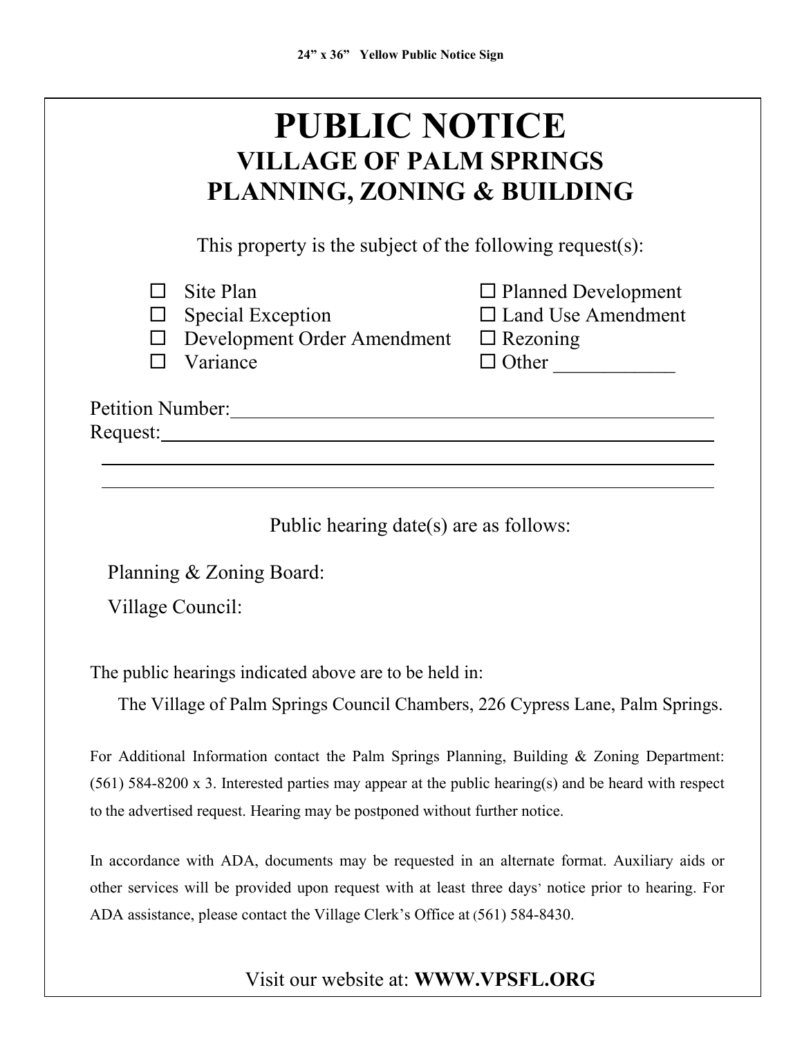24" x 36" Yellow Public Notice Sign

# PUBLIC NOTICE
## VILLAGE OF PALM SPRINGS
## PLANNING, ZONING & BUILDING

This property is the subject of the following request(s):

- ☐ Site Plan
- ☐ Special Exception
- ☐ Development Order Amendment
- ☐ Variance
- ☐ Planned Development
- ☐ Land Use Amendment
- ☐ Rezoning
- ☐ Other ____________

Petition Number: ____________________________________________________

Request: __________________________________________________________

__________________________________________________________________

__________________________________________________________________

Public hearing date(s) are as follows:

Planning & Zoning Board:

Village Council:

The public hearings indicated above are to be held in:

The Village of Palm Springs Council Chambers, 226 Cypress Lane, Palm Springs.

For Additional Information contact the Palm Springs Planning, Building & Zoning Department: (561) 584-8200 x 3. Interested parties may appear at the public hearing(s) and be heard with respect to the advertised request. Hearing may be postponed without further notice.

In accordance with ADA, documents may be requested in an alternate format. Auxiliary aids or other services will be provided upon request with at least three days' notice prior to hearing. For ADA assistance, please contact the Village Clerk's Office at (561) 584-8430.

Visit our website at: **WWW.VPSFL.ORG**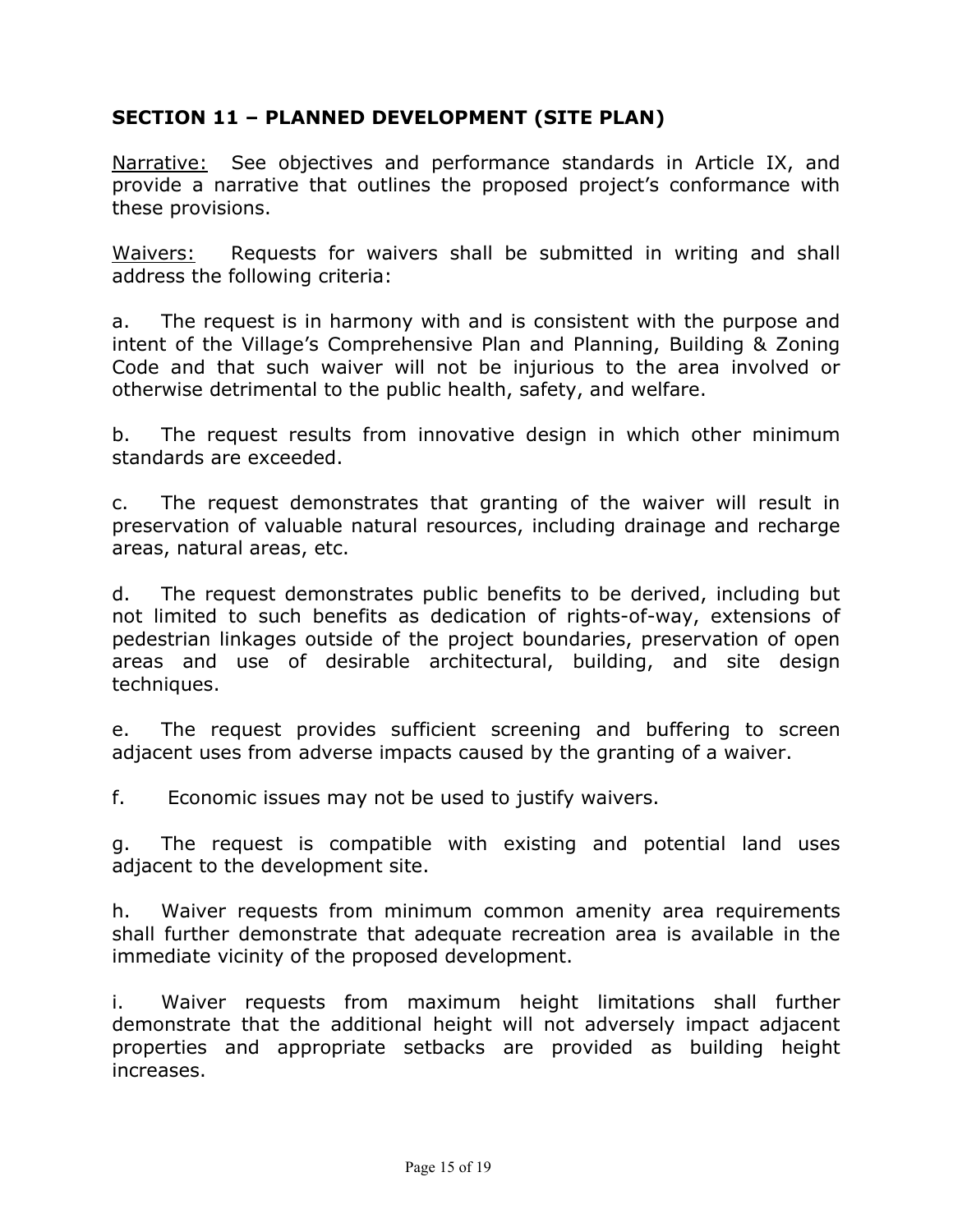## SECTION 11 – PLANNED DEVELOPMENT (SITE PLAN)

<u>Narrative:</u> See objectives and performance standards in Article IX, and provide a narrative that outlines the proposed project's conformance with these provisions.

<u>Waivers:</u> Requests for waivers shall be submitted in writing and shall address the following criteria:

a. The request is in harmony with and is consistent with the purpose and intent of the Village's Comprehensive Plan and Planning, Building & Zoning Code and that such waiver will not be injurious to the area involved or otherwise detrimental to the public health, safety, and welfare.

b. The request results from innovative design in which other minimum standards are exceeded.

c. The request demonstrates that granting of the waiver will result in preservation of valuable natural resources, including drainage and recharge areas, natural areas, etc.

d. The request demonstrates public benefits to be derived, including but not limited to such benefits as dedication of rights-of-way, extensions of pedestrian linkages outside of the project boundaries, preservation of open areas and use of desirable architectural, building, and site design techniques.

e. The request provides sufficient screening and buffering to screen adjacent uses from adverse impacts caused by the granting of a waiver.

f. Economic issues may not be used to justify waivers.

g. The request is compatible with existing and potential land uses adjacent to the development site.

h. Waiver requests from minimum common amenity area requirements shall further demonstrate that adequate recreation area is available in the immediate vicinity of the proposed development.

i. Waiver requests from maximum height limitations shall further demonstrate that the additional height will not adversely impact adjacent properties and appropriate setbacks are provided as building height increases.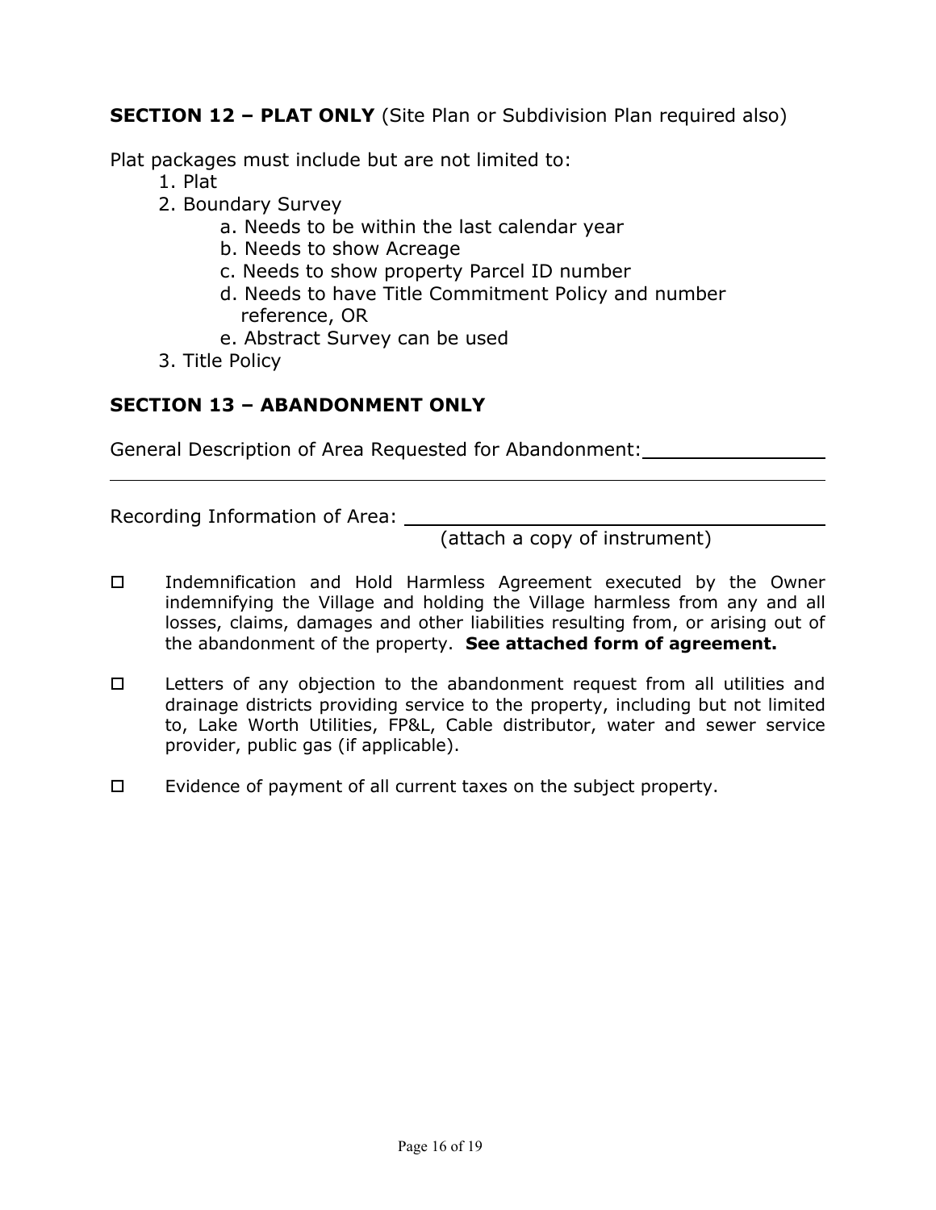**SECTION 12 – PLAT ONLY** (Site Plan or Subdivision Plan required also)

Plat packages must include but are not limited to:

1. Plat
2. Boundary Survey
   a. Needs to be within the last calendar year
   b. Needs to show Acreage
   c. Needs to show property Parcel ID number
   d. Needs to have Title Commitment Policy and number reference, OR
   e. Abstract Survey can be used
3. Title Policy

**SECTION 13 – ABANDONMENT ONLY**

General Description of Area Requested for Abandonment: ________________

______________________________________________________________________

Recording Information of Area: ______________________________________
(attach a copy of instrument)

- ☐ Indemnification and Hold Harmless Agreement executed by the Owner indemnifying the Village and holding the Village harmless from any and all losses, claims, damages and other liabilities resulting from, or arising out of the abandonment of the property. **See attached form of agreement.**

- ☐ Letters of any objection to the abandonment request from all utilities and drainage districts providing service to the property, including but not limited to, Lake Worth Utilities, FP&L, Cable distributor, water and sewer service provider, public gas (if applicable).

- ☐ Evidence of payment of all current taxes on the subject property.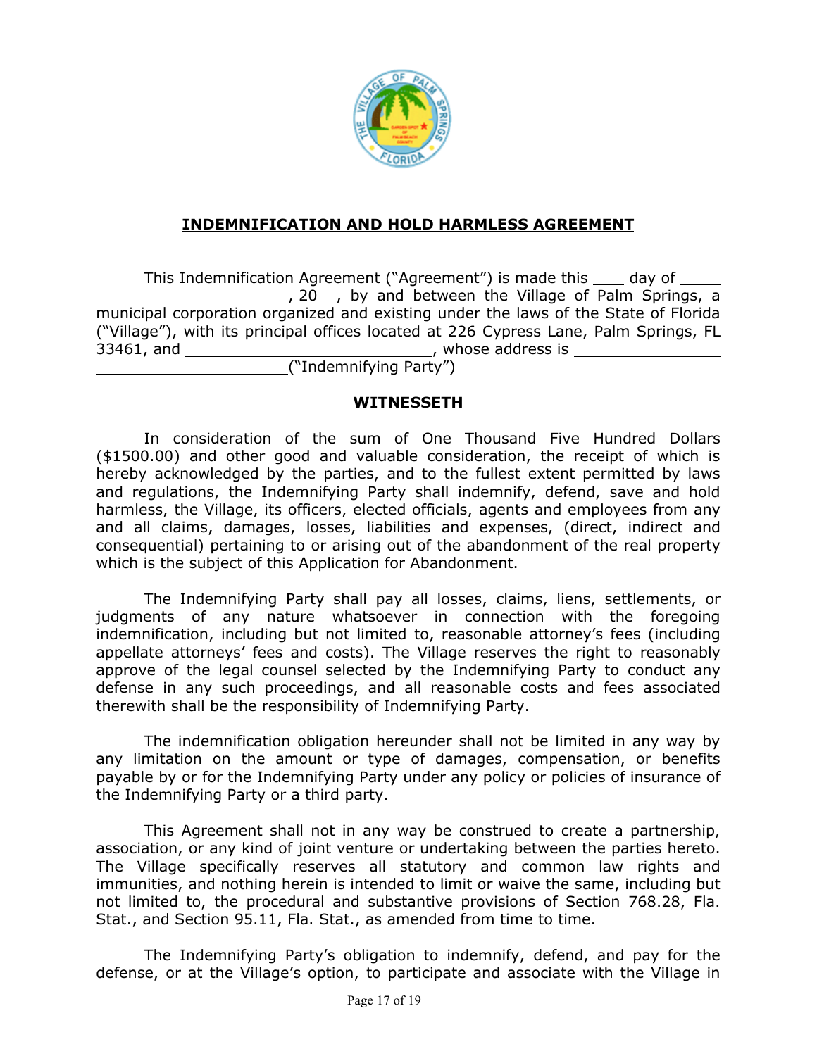# INDEMNIFICATION AND HOLD HARMLESS AGREEMENT

This Indemnification Agreement ("Agreement") is made this ____ day of ______________________________, 20__, by and between the Village of Palm Springs, a municipal corporation organized and existing under the laws of the State of Florida ("Village"), with its principal offices located at 226 Cypress Lane, Palm Springs, FL 33461, and ____________________________, whose address is ______________________________________("Indemnifying Party")

**WITNESSETH**

In consideration of the sum of One Thousand Five Hundred Dollars ($1500.00) and other good and valuable consideration, the receipt of which is hereby acknowledged by the parties, and to the fullest extent permitted by laws and regulations, the Indemnifying Party shall indemnify, defend, save and hold harmless, the Village, its officers, elected officials, agents and employees from any and all claims, damages, losses, liabilities and expenses, (direct, indirect and consequential) pertaining to or arising out of the abandonment of the real property which is the subject of this Application for Abandonment.

The Indemnifying Party shall pay all losses, claims, liens, settlements, or judgments of any nature whatsoever in connection with the foregoing indemnification, including but not limited to, reasonable attorney's fees (including appellate attorneys' fees and costs). The Village reserves the right to reasonably approve of the legal counsel selected by the Indemnifying Party to conduct any defense in any such proceedings, and all reasonable costs and fees associated therewith shall be the responsibility of Indemnifying Party.

The indemnification obligation hereunder shall not be limited in any way by any limitation on the amount or type of damages, compensation, or benefits payable by or for the Indemnifying Party under any policy or policies of insurance of the Indemnifying Party or a third party.

This Agreement shall not in any way be construed to create a partnership, association, or any kind of joint venture or undertaking between the parties hereto. The Village specifically reserves all statutory and common law rights and immunities, and nothing herein is intended to limit or waive the same, including but not limited to, the procedural and substantive provisions of Section 768.28, Fla. Stat., and Section 95.11, Fla. Stat., as amended from time to time.

The Indemnifying Party's obligation to indemnify, defend, and pay for the defense, or at the Village's option, to participate and associate with the Village in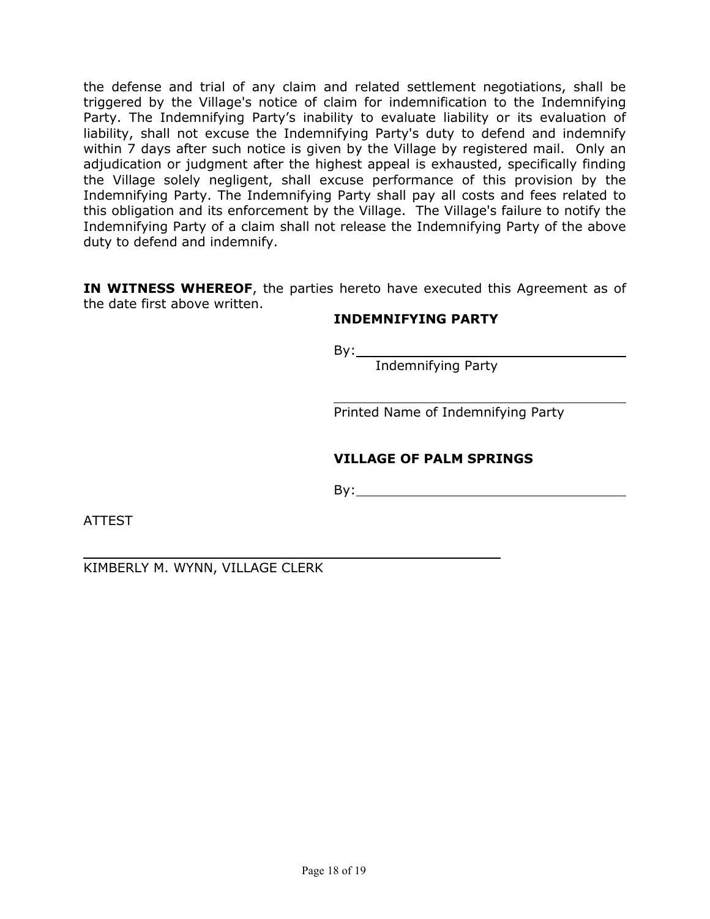the defense and trial of any claim and related settlement negotiations, shall be triggered by the Village's notice of claim for indemnification to the Indemnifying Party. The Indemnifying Party's inability to evaluate liability or its evaluation of liability, shall not excuse the Indemnifying Party's duty to defend and indemnify within 7 days after such notice is given by the Village by registered mail. Only an adjudication or judgment after the highest appeal is exhausted, specifically finding the Village solely negligent, shall excuse performance of this provision by the Indemnifying Party. The Indemnifying Party shall pay all costs and fees related to this obligation and its enforcement by the Village. The Village's failure to notify the Indemnifying Party of a claim shall not release the Indemnifying Party of the above duty to defend and indemnify.

**IN WITNESS WHEREOF**, the parties hereto have executed this Agreement as of the date first above written.

**INDEMNIFYING PARTY**

By: ___________________________________
Indemnifying Party

___________________________________
Printed Name of Indemnifying Party

**VILLAGE OF PALM SPRINGS**

By: ___________________________________

ATTEST

___________________________________
KIMBERLY M. WYNN, VILLAGE CLERK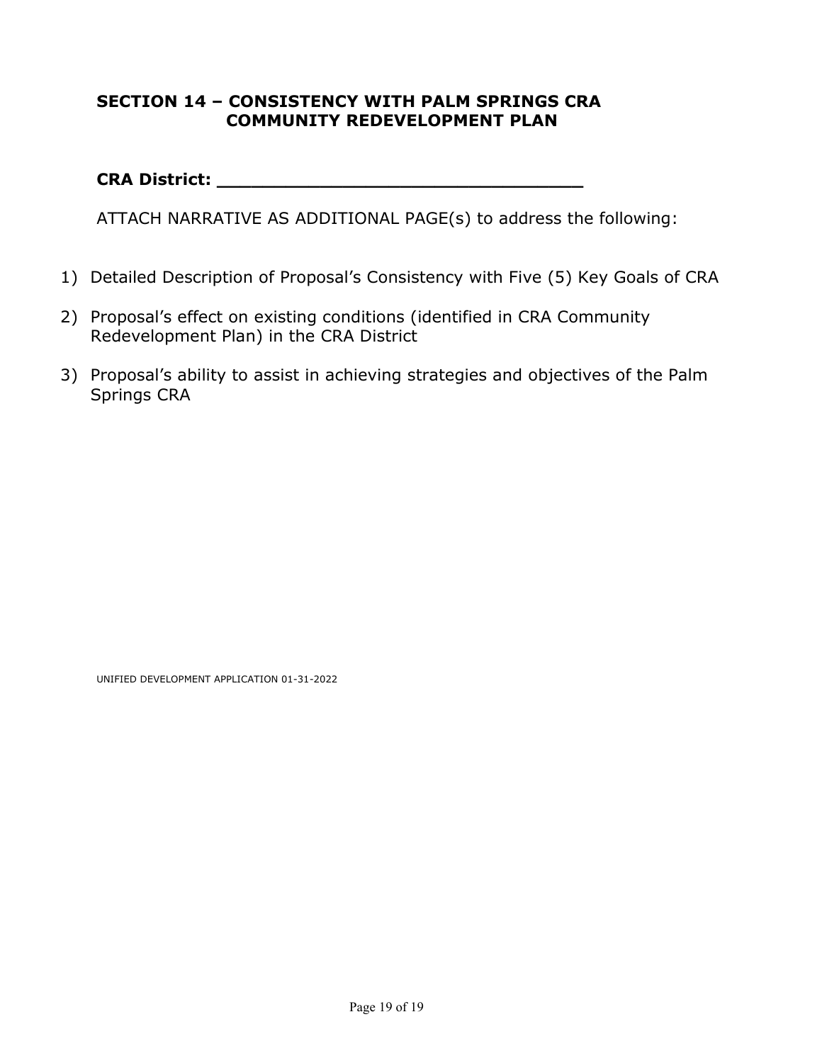## SECTION 14 – CONSISTENCY WITH PALM SPRINGS CRA COMMUNITY REDEVELOPMENT PLAN

**CRA District: ________________________________**

ATTACH NARRATIVE AS ADDITIONAL PAGE(s) to address the following:

1) Detailed Description of Proposal's Consistency with Five (5) Key Goals of CRA
2) Proposal's effect on existing conditions (identified in CRA Community Redevelopment Plan) in the CRA District
3) Proposal's ability to assist in achieving strategies and objectives of the Palm Springs CRA

UNIFIED DEVELOPMENT APPLICATION 01-31-2022